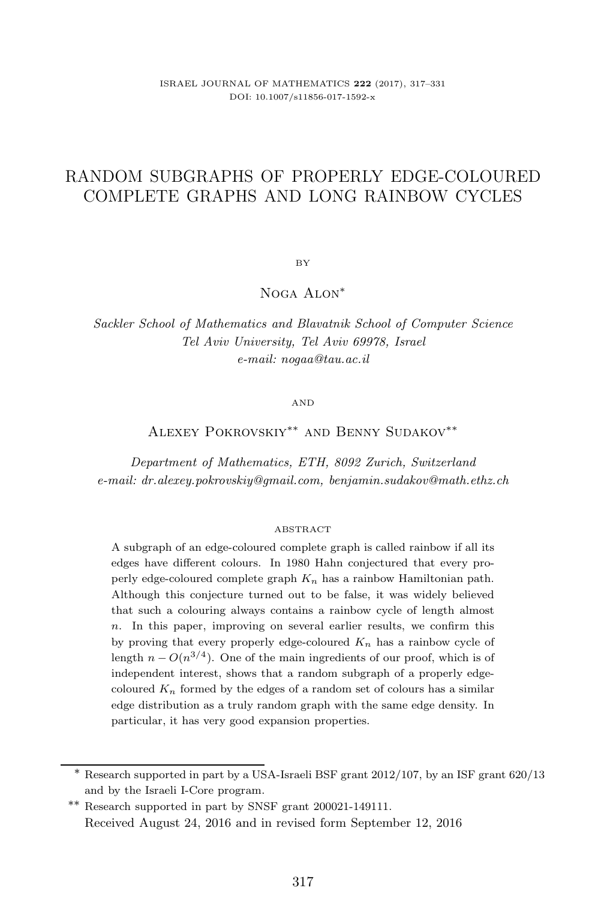# RANDOM SUBGRAPHS OF PROPERLY EDGE-COLOURED COMPLETE GRAPHS AND LONG RAINBOW CYCLES

BY

Noga Alon*

*Sackler School of Mathematics and Blavatnik School of Computer Science*
*Tel Aviv University, Tel Aviv 69978, Israel*
*e-mail: nogaa@tau.ac.il*

AND

Alexey Pokrovskiy** and Benny Sudakov**

*Department of Mathematics, ETH, 8092 Zurich, Switzerland*
*e-mail: dr.alexey.pokrovskiy@gmail.com, benjamin.sudakov@math.ethz.ch*

## ABSTRACT

A subgraph of an edge-coloured complete graph is called rainbow if all its edges have different colours. In 1980 Hahn conjectured that every properly edge-coloured complete graph $K_n$ has a rainbow Hamiltonian path. Although this conjecture turned out to be false, it was widely believed that such a colouring always contains a rainbow cycle of length almost $n$. In this paper, improving on several earlier results, we confirm this by proving that every properly edge-coloured $K_n$ has a rainbow cycle of length $n - O(n^{3/4})$. One of the main ingredients of our proof, which is of independent interest, shows that a random subgraph of a properly edge-coloured $K_n$ formed by the edges of a random set of colours has a similar edge distribution as a truly random graph with the same edge density. In particular, it has very good expansion properties.

---

\* Research supported in part by a USA-Israeli BSF grant 2012/107, by an ISF grant 620/13 and by the Israeli I-Core program.

\*\* Research supported in part by SNSF grant 200021-149111.

Received August 24, 2016 and in revised form September 12, 2016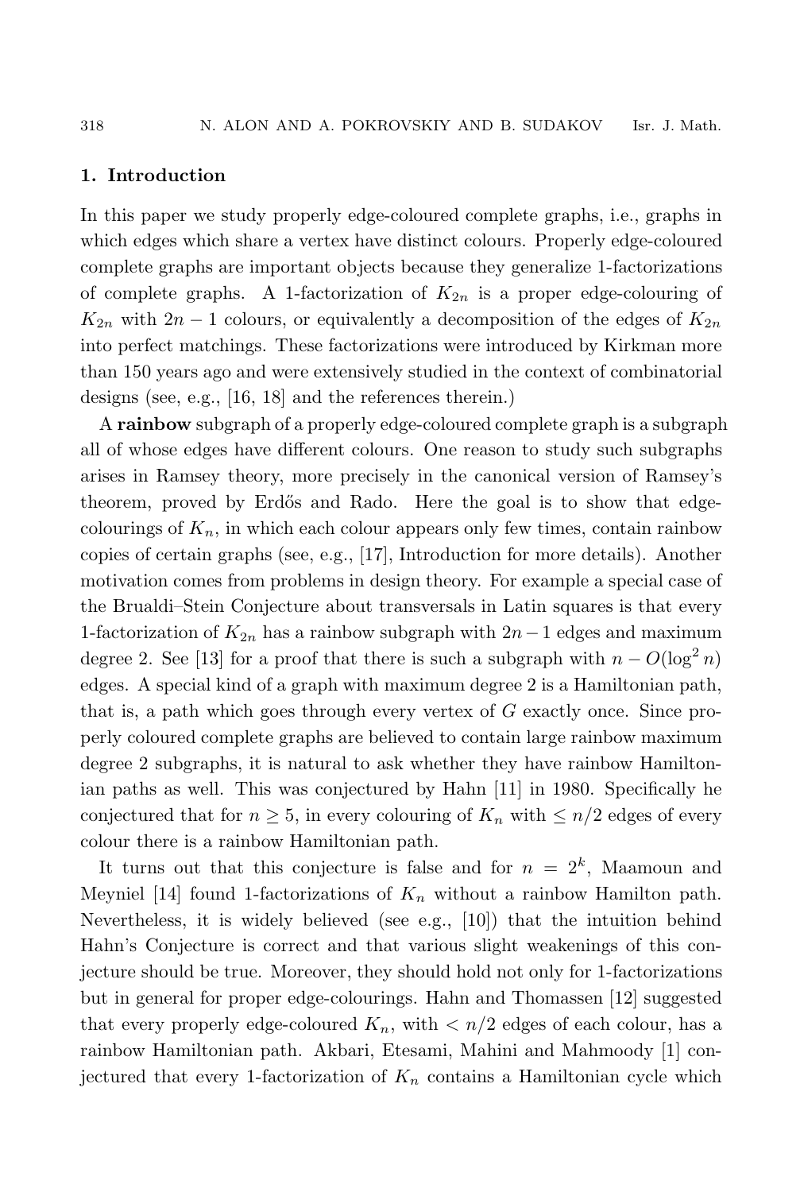## 1. Introduction

In this paper we study properly edge-coloured complete graphs, i.e., graphs in which edges which share a vertex have distinct colours. Properly edge-coloured complete graphs are important objects because they generalize 1-factorizations of complete graphs. A 1-factorization of $K_{2n}$ is a proper edge-colouring of $K_{2n}$ with $2n-1$ colours, or equivalently a decomposition of the edges of $K_{2n}$ into perfect matchings. These factorizations were introduced by Kirkman more than 150 years ago and were extensively studied in the context of combinatorial designs (see, e.g., [16, 18] and the references therein.)

A **rainbow** subgraph of a properly edge-coloured complete graph is a subgraph all of whose edges have different colours. One reason to study such subgraphs arises in Ramsey theory, more precisely in the canonical version of Ramsey's theorem, proved by Erdős and Rado. Here the goal is to show that edge-colourings of $K_n$, in which each colour appears only few times, contain rainbow copies of certain graphs (see, e.g., [17], Introduction for more details). Another motivation comes from problems in design theory. For example a special case of the Brualdi–Stein Conjecture about transversals in Latin squares is that every 1-factorization of $K_{2n}$ has a rainbow subgraph with $2n-1$ edges and maximum degree 2. See [13] for a proof that there is such a subgraph with $n - O(\log^2 n)$ edges. A special kind of a graph with maximum degree 2 is a Hamiltonian path, that is, a path which goes through every vertex of $G$ exactly once. Since properly coloured complete graphs are believed to contain large rainbow maximum degree 2 subgraphs, it is natural to ask whether they have rainbow Hamiltonian paths as well. This was conjectured by Hahn [11] in 1980. Specifically he conjectured that for $n \geq 5$, in every colouring of $K_n$ with $\leq n/2$ edges of every colour there is a rainbow Hamiltonian path.

It turns out that this conjecture is false and for $n = 2^k$, Maamoun and Meyniel [14] found 1-factorizations of $K_n$ without a rainbow Hamilton path. Nevertheless, it is widely believed (see e.g., [10]) that the intuition behind Hahn's Conjecture is correct and that various slight weakenings of this conjecture should be true. Moreover, they should hold not only for 1-factorizations but in general for proper edge-colourings. Hahn and Thomassen [12] suggested that every properly edge-coloured $K_n$, with $< n/2$ edges of each colour, has a rainbow Hamiltonian path. Akbari, Etesami, Mahini and Mahmoody [1] conjectured that every 1-factorization of $K_n$ contains a Hamiltonian cycle which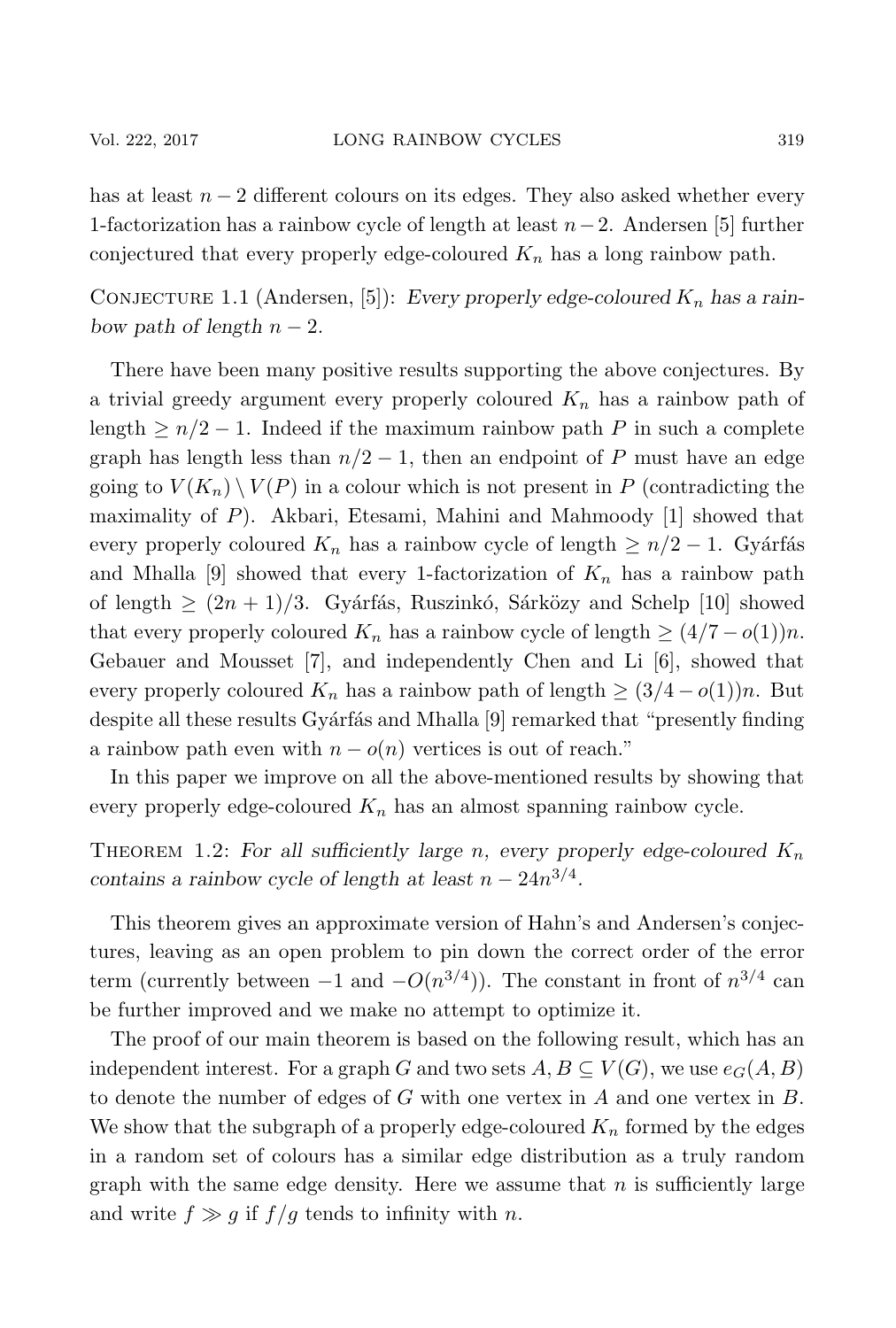has at least $n-2$ different colours on its edges. They also asked whether every 1-factorization has a rainbow cycle of length at least $n-2$. Andersen [5] further conjectured that every properly edge-coloured $K_n$ has a long rainbow path.

Conjecture 1.1 (Andersen, [5]): *Every properly edge-coloured $K_n$ has a rainbow path of length $n-2$.*

There have been many positive results supporting the above conjectures. By a trivial greedy argument every properly coloured $K_n$ has a rainbow path of length $\geq n/2-1$. Indeed if the maximum rainbow path $P$ in such a complete graph has length less than $n/2-1$, then an endpoint of $P$ must have an edge going to $V(K_n)\setminus V(P)$ in a colour which is not present in $P$ (contradicting the maximality of $P$). Akbari, Etesami, Mahini and Mahmoody [1] showed that every properly coloured $K_n$ has a rainbow cycle of length $\geq n/2-1$. Gyárfás and Mhalla [9] showed that every 1-factorization of $K_n$ has a rainbow path of length $\geq (2n+1)/3$. Gyárfás, Ruszinkó, Sárközy and Schelp [10] showed that every properly coloured $K_n$ has a rainbow cycle of length $\geq (4/7-o(1))n$. Gebauer and Mousset [7], and independently Chen and Li [6], showed that every properly coloured $K_n$ has a rainbow path of length $\geq (3/4-o(1))n$. But despite all these results Gyárfás and Mhalla [9] remarked that "presently finding a rainbow path even with $n-o(n)$ vertices is out of reach."

In this paper we improve on all the above-mentioned results by showing that every properly edge-coloured $K_n$ has an almost spanning rainbow cycle.

Theorem 1.2: *For all sufficiently large $n$, every properly edge-coloured $K_n$ contains a rainbow cycle of length at least $n-24n^{3/4}$.*

This theorem gives an approximate version of Hahn's and Andersen's conjectures, leaving as an open problem to pin down the correct order of the error term (currently between $-1$ and $-O(n^{3/4})$). The constant in front of $n^{3/4}$ can be further improved and we make no attempt to optimize it.

The proof of our main theorem is based on the following result, which has an independent interest. For a graph $G$ and two sets $A,B\subseteq V(G)$, we use $e_G(A,B)$ to denote the number of edges of $G$ with one vertex in $A$ and one vertex in $B$. We show that the subgraph of a properly edge-coloured $K_n$ formed by the edges in a random set of colours has a similar edge distribution as a truly random graph with the same edge density. Here we assume that $n$ is sufficiently large and write $f\gg g$ if $f/g$ tends to infinity with $n$.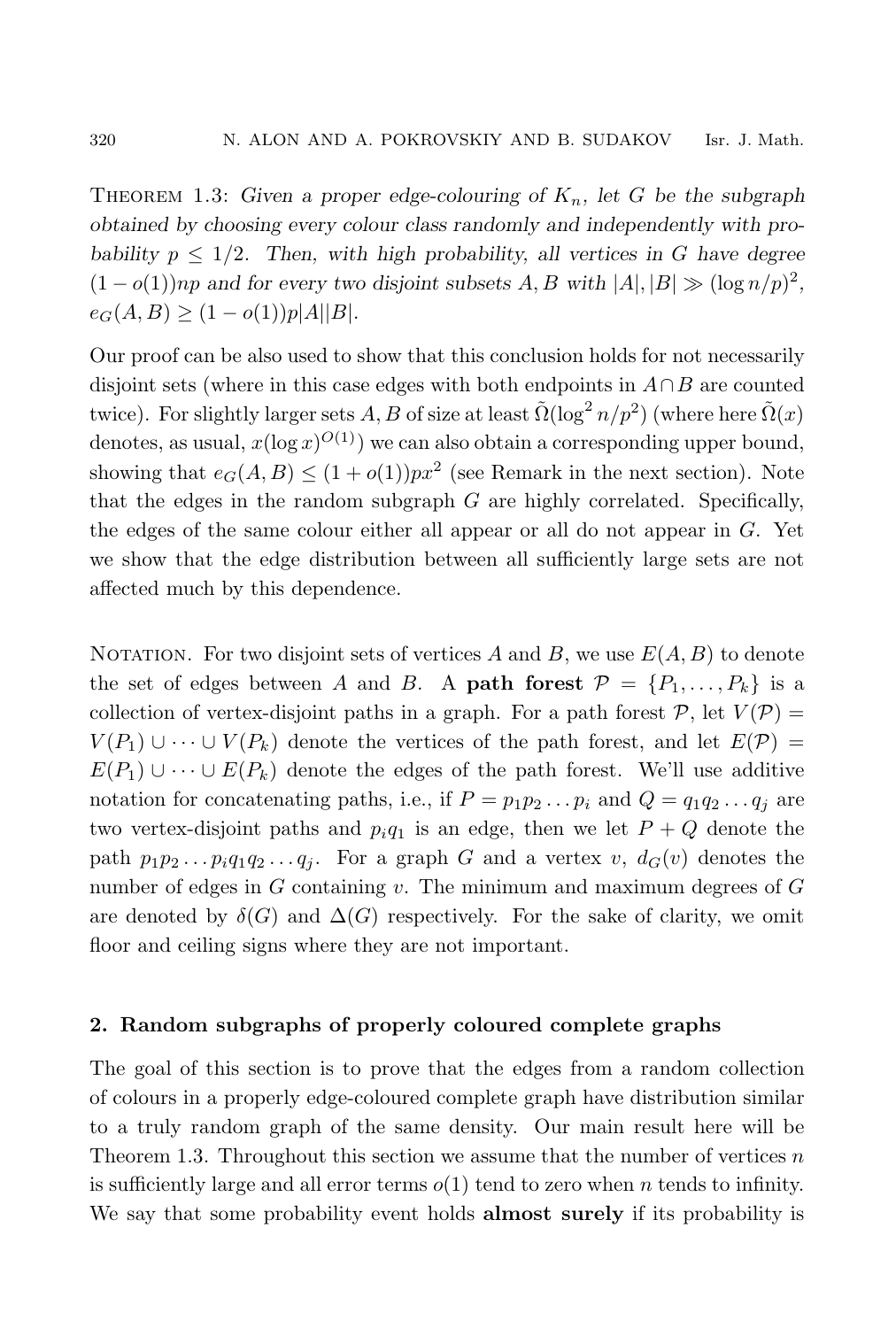**Theorem 1.3:** *Given a proper edge-colouring of $K_n$, let $G$ be the subgraph obtained by choosing every colour class randomly and independently with probability $p \leq 1/2$. Then, with high probability, all vertices in $G$ have degree $(1-o(1))np$ and for every two disjoint subsets $A, B$ with $|A|, |B| \gg (\log n/p)^2$, $e_G(A,B) \geq (1-o(1))p|A||B|$.*

Our proof can be also used to show that this conclusion holds for not necessarily disjoint sets (where in this case edges with both endpoints in $A \cap B$ are counted twice). For slightly larger sets $A, B$ of size at least $\tilde{\Omega}(\log^2 n/p^2)$ (where here $\tilde{\Omega}(x)$ denotes, as usual, $x(\log x)^{O(1)}$) we can also obtain a corresponding upper bound, showing that $e_G(A,B) \leq (1+o(1))px^2$ (see Remark in the next section). Note that the edges in the random subgraph $G$ are highly correlated. Specifically, the edges of the same colour either all appear or all do not appear in $G$. Yet we show that the edge distribution between all sufficiently large sets are not affected much by this dependence.

Notation. For two disjoint sets of vertices $A$ and $B$, we use $E(A,B)$ to denote the set of edges between $A$ and $B$. A **path forest** $\mathcal{P} = \{P_1, \ldots, P_k\}$ is a collection of vertex-disjoint paths in a graph. For a path forest $\mathcal{P}$, let $V(\mathcal{P}) = V(P_1) \cup \cdots \cup V(P_k)$ denote the vertices of the path forest, and let $E(\mathcal{P}) = E(P_1) \cup \cdots \cup E(P_k)$ denote the edges of the path forest. We'll use additive notation for concatenating paths, i.e., if $P = p_1p_2 \ldots p_i$ and $Q = q_1q_2 \ldots q_j$ are two vertex-disjoint paths and $p_iq_1$ is an edge, then we let $P + Q$ denote the path $p_1p_2 \ldots p_iq_1q_2 \ldots q_j$. For a graph $G$ and a vertex $v$, $d_G(v)$ denotes the number of edges in $G$ containing $v$. The minimum and maximum degrees of $G$ are denoted by $\delta(G)$ and $\Delta(G)$ respectively. For the sake of clarity, we omit floor and ceiling signs where they are not important.

## 2. Random subgraphs of properly coloured complete graphs

The goal of this section is to prove that the edges from a random collection of colours in a properly edge-coloured complete graph have distribution similar to a truly random graph of the same density. Our main result here will be Theorem 1.3. Throughout this section we assume that the number of vertices $n$ is sufficiently large and all error terms $o(1)$ tend to zero when $n$ tends to infinity. We say that some probability event holds **almost surely** if its probability is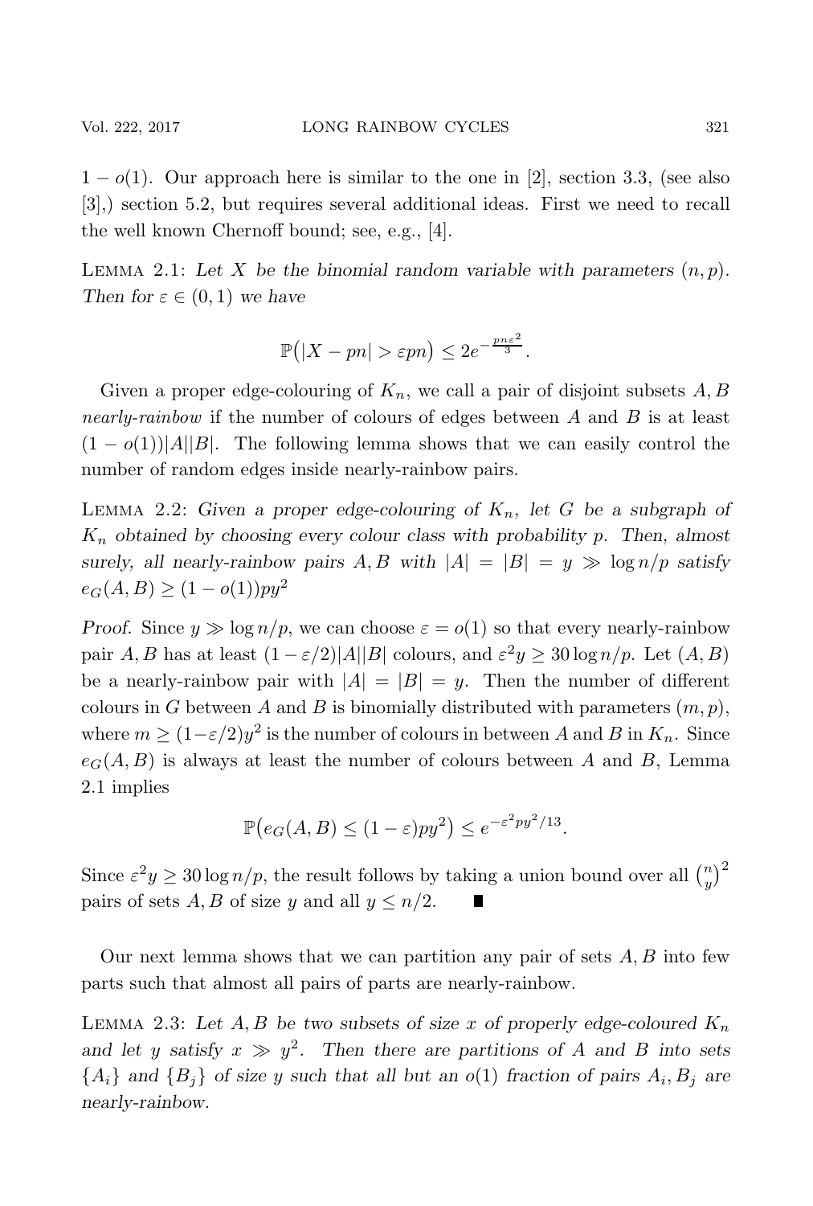$1 - o(1)$. Our approach here is similar to the one in [2], section 3.3, (see also [3],) section 5.2, but requires several additional ideas. First we need to recall the well known Chernoff bound; see, e.g., [4].

Lemma 2.1: *Let $X$ be the binomial random variable with parameters $(n, p)$. Then for $\varepsilon \in (0,1)$ we have*

$$\mathbb{P}\big(|X - pn| > \varepsilon pn\big) \le 2e^{-\frac{pn\varepsilon^2}{3}}.$$

Given a proper edge-colouring of $K_n$, we call a pair of disjoint subsets $A, B$ *nearly-rainbow* if the number of colours of edges between $A$ and $B$ is at least $(1 - o(1))|A||B|$. The following lemma shows that we can easily control the number of random edges inside nearly-rainbow pairs.

Lemma 2.2: *Given a proper edge-colouring of $K_n$, let $G$ be a subgraph of $K_n$ obtained by choosing every colour class with probability $p$. Then, almost surely, all nearly-rainbow pairs $A, B$ with $|A| = |B| = y \gg \log n/p$ satisfy $e_G(A, B) \ge (1 - o(1))py^2$*

*Proof.* Since $y \gg \log n/p$, we can choose $\varepsilon = o(1)$ so that every nearly-rainbow pair $A, B$ has at least $(1 - \varepsilon/2)|A||B|$ colours, and $\varepsilon^2 y \ge 30 \log n/p$. Let $(A, B)$ be a nearly-rainbow pair with $|A| = |B| = y$. Then the number of different colours in $G$ between $A$ and $B$ is binomially distributed with parameters $(m, p)$, where $m \ge (1-\varepsilon/2)y^2$ is the number of colours in between $A$ and $B$ in $K_n$. Since $e_G(A, B)$ is always at least the number of colours between $A$ and $B$, Lemma 2.1 implies

$$\mathbb{P}\big(e_G(A, B) \le (1 - \varepsilon)py^2\big) \le e^{-\varepsilon^2 py^2/13}.$$

Since $\varepsilon^2 y \ge 30 \log n/p$, the result follows by taking a union bound over all $\binom{n}{y}^2$ pairs of sets $A, B$ of size $y$ and all $y \le n/2$. ∎

Our next lemma shows that we can partition any pair of sets $A, B$ into few parts such that almost all pairs of parts are nearly-rainbow.

Lemma 2.3: *Let $A, B$ be two subsets of size $x$ of properly edge-coloured $K_n$ and let $y$ satisfy $x \gg y^2$. Then there are partitions of $A$ and $B$ into sets $\{A_i\}$ and $\{B_j\}$ of size $y$ such that all but an $o(1)$ fraction of pairs $A_i, B_j$ are nearly-rainbow.*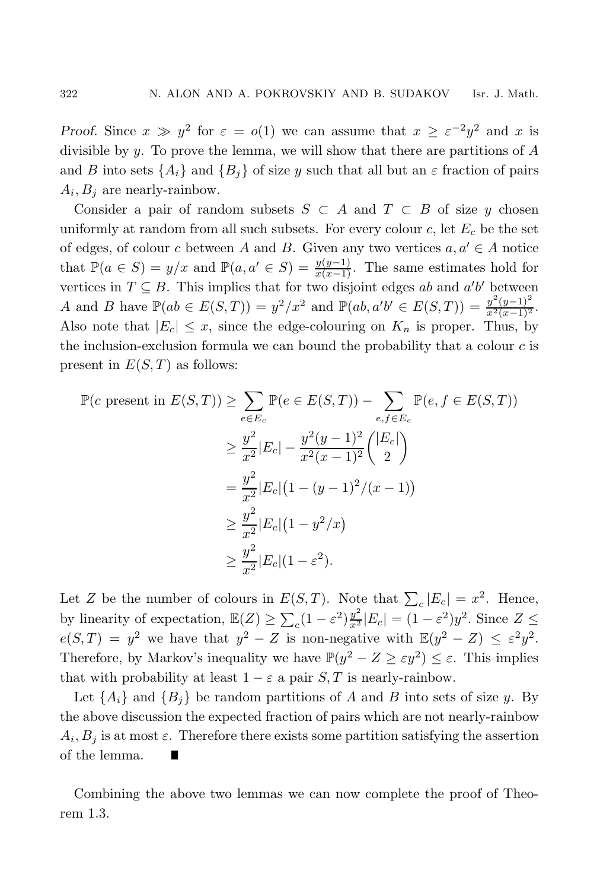*Proof.* Since $x \gg y^2$ for $\varepsilon = o(1)$ we can assume that $x \geq \varepsilon^{-2}y^2$ and $x$ is divisible by $y$. To prove the lemma, we will show that there are partitions of $A$ and $B$ into sets $\{A_i\}$ and $\{B_j\}$ of size $y$ such that all but an $\varepsilon$ fraction of pairs $A_i, B_j$ are nearly-rainbow.

Consider a pair of random subsets $S \subset A$ and $T \subset B$ of size $y$ chosen uniformly at random from all such subsets. For every colour $c$, let $E_c$ be the set of edges, of colour $c$ between $A$ and $B$. Given any two vertices $a, a' \in A$ notice that $\mathbb{P}(a \in S) = y/x$ and $\mathbb{P}(a, a' \in S) = \frac{y(y-1)}{x(x-1)}$. The same estimates hold for vertices in $T \subseteq B$. This implies that for two disjoint edges $ab$ and $a'b'$ between $A$ and $B$ have $\mathbb{P}(ab \in E(S,T)) = y^2/x^2$ and $\mathbb{P}(ab, a'b' \in E(S,T)) = \frac{y^2(y-1)^2}{x^2(x-1)^2}$. Also note that $|E_c| \leq x$, since the edge-colouring on $K_n$ is proper. Thus, by the inclusion-exclusion formula we can bound the probability that a colour $c$ is present in $E(S,T)$ as follows:

$$
\begin{aligned}
\mathbb{P}(c \text{ present in } E(S,T)) &\geq \sum_{e \in E_c} \mathbb{P}(e \in E(S,T)) - \sum_{e,f \in E_c} \mathbb{P}(e, f \in E(S,T)) \\
&\geq \frac{y^2}{x^2}|E_c| - \frac{y^2(y-1)^2}{x^2(x-1)^2}\binom{|E_c|}{2} \\
&= \frac{y^2}{x^2}|E_c|\big(1 - (y-1)^2/(x-1)\big) \\
&\geq \frac{y^2}{x^2}|E_c|\big(1 - y^2/x\big) \\
&\geq \frac{y^2}{x^2}|E_c|(1 - \varepsilon^2).
\end{aligned}
$$

Let $Z$ be the number of colours in $E(S,T)$. Note that $\sum_c |E_c| = x^2$. Hence, by linearity of expectation, $\mathbb{E}(Z) \geq \sum_c (1-\varepsilon^2)\frac{y^2}{x^2}|E_c| = (1-\varepsilon^2)y^2$. Since $Z \leq e(S,T) = y^2$ we have that $y^2 - Z$ is non-negative with $\mathbb{E}(y^2 - Z) \leq \varepsilon^2 y^2$. Therefore, by Markov's inequality we have $\mathbb{P}(y^2 - Z \geq \varepsilon y^2) \leq \varepsilon$. This implies that with probability at least $1 - \varepsilon$ a pair $S, T$ is nearly-rainbow.

Let $\{A_i\}$ and $\{B_j\}$ be random partitions of $A$ and $B$ into sets of size $y$. By the above discussion the expected fraction of pairs which are not nearly-rainbow $A_i, B_j$ is at most $\varepsilon$. Therefore there exists some partition satisfying the assertion of the lemma. ∎

Combining the above two lemmas we can now complete the proof of Theorem 1.3.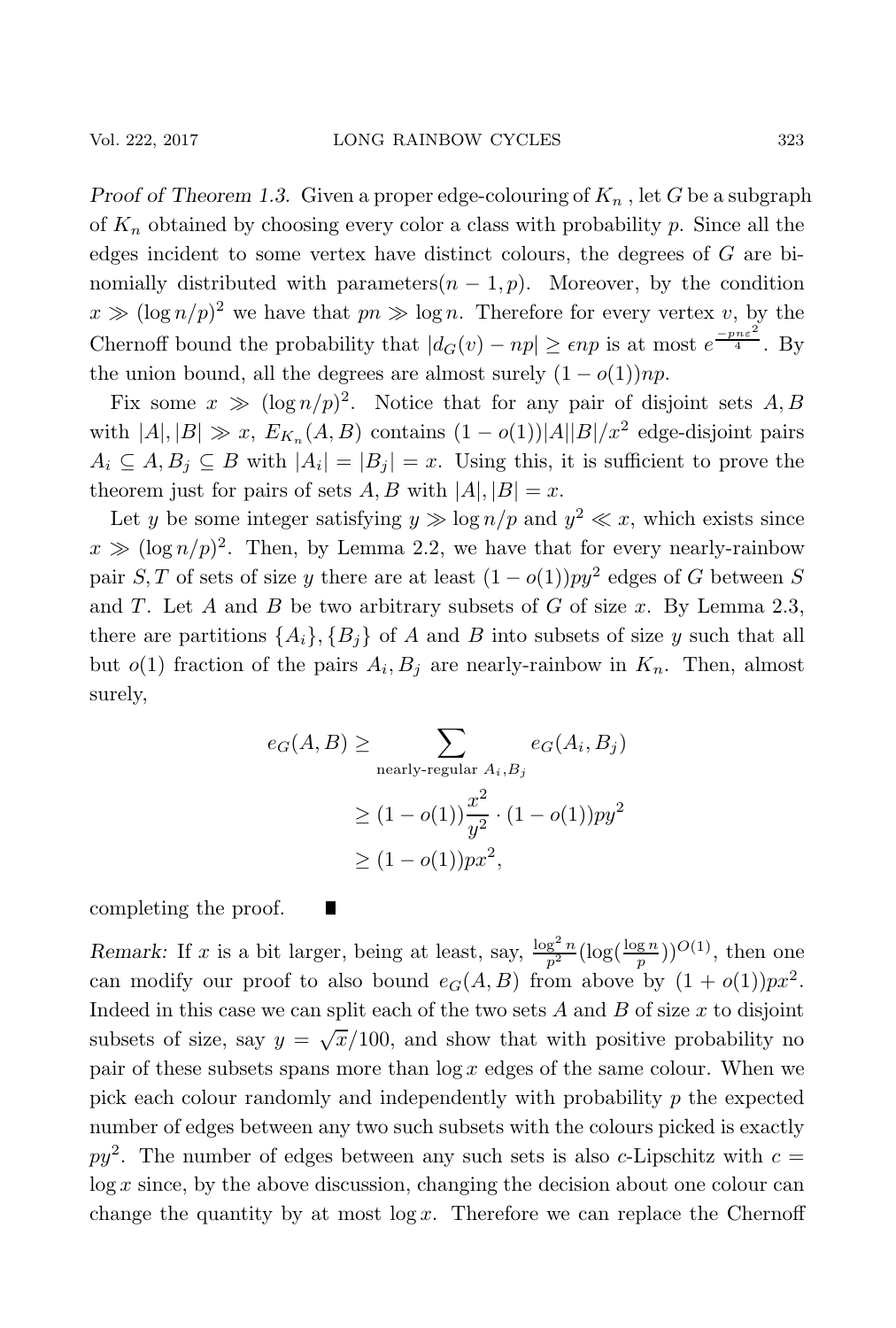*Proof of Theorem 1.3.* Given a proper edge-colouring of $K_n$ , let $G$ be a subgraph of $K_n$ obtained by choosing every color a class with probability $p$. Since all the edges incident to some vertex have distinct colours, the degrees of $G$ are binomially distributed with parameters$(n-1,p)$. Moreover, by the condition $x \gg (\log n/p)^2$ we have that $pn \gg \log n$. Therefore for every vertex $v$, by the Chernoff bound the probability that $|d_G(v) - np| \geq \epsilon np$ is at most $e^{\frac{-pn\varepsilon^2}{4}}$. By the union bound, all the degrees are almost surely $(1-o(1))np$.

Fix some $x \gg (\log n/p)^2$. Notice that for any pair of disjoint sets $A, B$ with $|A|, |B| \gg x$, $E_{K_n}(A, B)$ contains $(1-o(1))|A||B|/x^2$ edge-disjoint pairs $A_i \subseteq A, B_j \subseteq B$ with $|A_i| = |B_j| = x$. Using this, it is sufficient to prove the theorem just for pairs of sets $A, B$ with $|A|, |B| = x$.

Let $y$ be some integer satisfying $y \gg \log n/p$ and $y^2 \ll x$, which exists since $x \gg (\log n/p)^2$. Then, by Lemma 2.2, we have that for every nearly-rainbow pair $S, T$ of sets of size $y$ there are at least $(1-o(1))py^2$ edges of $G$ between $S$ and $T$. Let $A$ and $B$ be two arbitrary subsets of $G$ of size $x$. By Lemma 2.3, there are partitions $\{A_i\}, \{B_j\}$ of $A$ and $B$ into subsets of size $y$ such that all but $o(1)$ fraction of the pairs $A_i, B_j$ are nearly-rainbow in $K_n$. Then, almost surely,

$$
\begin{aligned}
e_G(A,B) &\geq \sum_{\text{nearly-regular } A_i, B_j} e_G(A_i, B_j) \\
&\geq (1-o(1))\frac{x^2}{y^2} \cdot (1-o(1))py^2 \\
&\geq (1-o(1))px^2,
\end{aligned}
$$

completing the proof. ∎

*Remark:* If $x$ is a bit larger, being at least, say, $\frac{\log^2 n}{p^2}(\log(\frac{\log n}{p}))^{O(1)}$, then one can modify our proof to also bound $e_G(A, B)$ from above by $(1 + o(1))px^2$. Indeed in this case we can split each of the two sets $A$ and $B$ of size $x$ to disjoint subsets of size, say $y = \sqrt{x}/100$, and show that with positive probability no pair of these subsets spans more than $\log x$ edges of the same colour. When we pick each colour randomly and independently with probability $p$ the expected number of edges between any two such subsets with the colours picked is exactly $py^2$. The number of edges between any such sets is also $c$-Lipschitz with $c = \log x$ since, by the above discussion, changing the decision about one colour can change the quantity by at most $\log x$. Therefore we can replace the Chernoff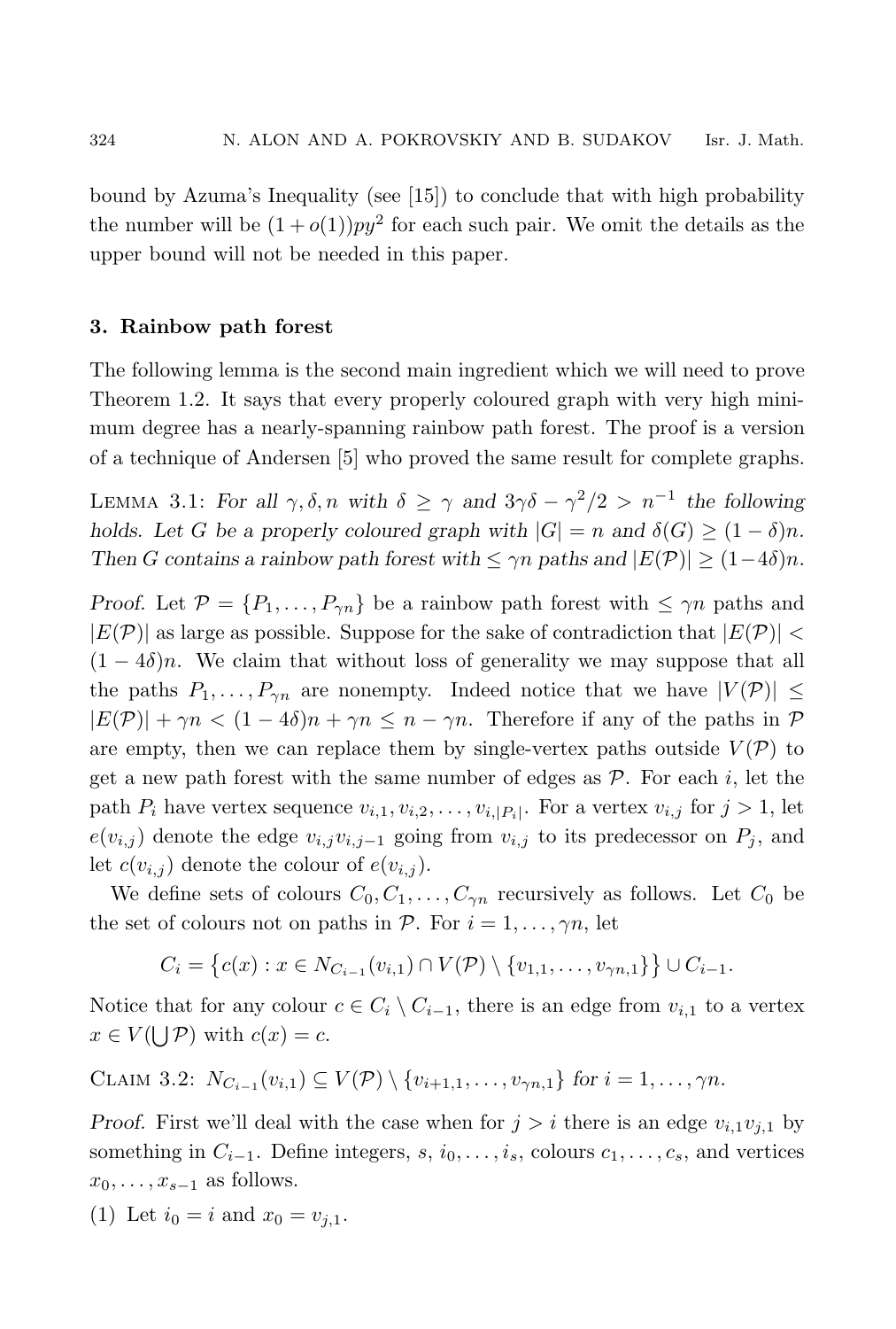bound by Azuma's Inequality (see [15]) to conclude that with high probability the number will be $(1+o(1))py^2$ for each such pair. We omit the details as the upper bound will not be needed in this paper.

## 3. Rainbow path forest

The following lemma is the second main ingredient which we will need to prove Theorem 1.2. It says that every properly coloured graph with very high minimum degree has a nearly-spanning rainbow path forest. The proof is a version of a technique of Andersen [5] who proved the same result for complete graphs.

Lemma 3.1: *For all $\gamma, \delta, n$ with $\delta \geq \gamma$ and $3\gamma\delta - \gamma^2/2 > n^{-1}$ the following holds. Let $G$ be a properly coloured graph with $|G| = n$ and $\delta(G) \geq (1-\delta)n$. Then $G$ contains a rainbow path forest with $\leq \gamma n$ paths and $|E(\mathcal{P})| \geq (1-4\delta)n$.*

*Proof.* Let $\mathcal{P} = \{P_1, \ldots, P_{\gamma n}\}$ be a rainbow path forest with $\leq \gamma n$ paths and $|E(\mathcal{P})|$ as large as possible. Suppose for the sake of contradiction that $|E(\mathcal{P})| < (1-4\delta)n$. We claim that without loss of generality we may suppose that all the paths $P_1, \ldots, P_{\gamma n}$ are nonempty. Indeed notice that we have $|V(\mathcal{P})| \leq |E(\mathcal{P})| + \gamma n < (1-4\delta)n + \gamma n \leq n - \gamma n$. Therefore if any of the paths in $\mathcal{P}$ are empty, then we can replace them by single-vertex paths outside $V(\mathcal{P})$ to get a new path forest with the same number of edges as $\mathcal{P}$. For each $i$, let the path $P_i$ have vertex sequence $v_{i,1}, v_{i,2}, \ldots, v_{i,|P_i|}$. For a vertex $v_{i,j}$ for $j > 1$, let $e(v_{i,j})$ denote the edge $v_{i,j}v_{i,j-1}$ going from $v_{i,j}$ to its predecessor on $P_j$, and let $c(v_{i,j})$ denote the colour of $e(v_{i,j})$.

We define sets of colours $C_0, C_1, \ldots, C_{\gamma n}$ recursively as follows. Let $C_0$ be the set of colours not on paths in $\mathcal{P}$. For $i = 1, \ldots, \gamma n$, let

$$C_i = \left\{c(x) : x \in N_{C_{i-1}}(v_{i,1}) \cap V(\mathcal{P}) \setminus \{v_{1,1}, \ldots, v_{\gamma n,1}\}\right\} \cup C_{i-1}.$$

Notice that for any colour $c \in C_i \setminus C_{i-1}$, there is an edge from $v_{i,1}$ to a vertex $x \in V(\bigcup \mathcal{P})$ with $c(x) = c$.

Claim 3.2: $N_{C_{i-1}}(v_{i,1}) \subseteq V(\mathcal{P}) \setminus \{v_{i+1,1}, \ldots, v_{\gamma n,1}\}$ *for* $i = 1, \ldots, \gamma n$.

*Proof.* First we'll deal with the case when for $j > i$ there is an edge $v_{i,1}v_{j,1}$ by something in $C_{i-1}$. Define integers, $s$, $i_0, \ldots, i_s$, colours $c_1, \ldots, c_s$, and vertices $x_0, \ldots, x_{s-1}$ as follows.

(1) Let $i_0 = i$ and $x_0 = v_{j,1}$.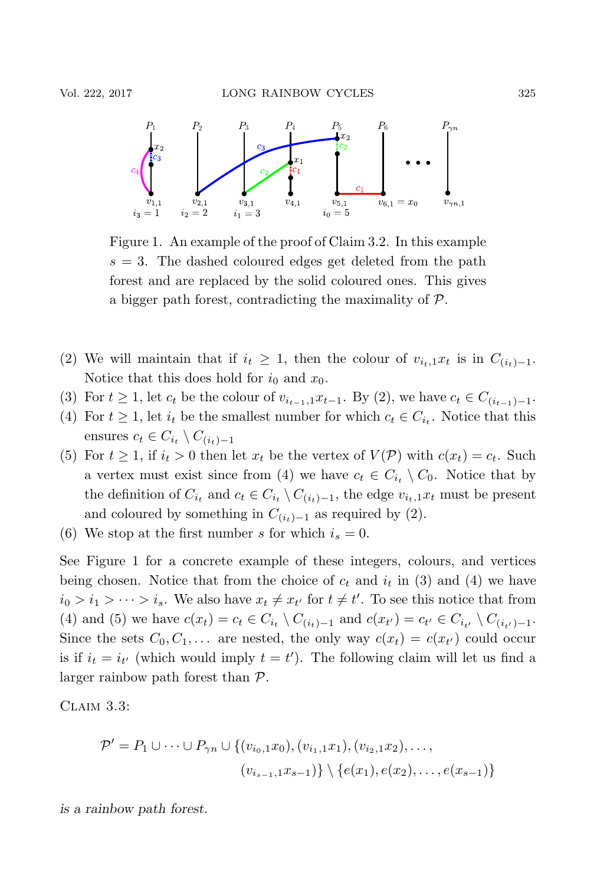Figure 1. An example of the proof of Claim 3.2. In this example $s = 3$. The dashed coloured edges get deleted from the path forest and are replaced by the solid coloured ones. This gives a bigger path forest, contradicting the maximality of $\mathcal{P}$.

(2) We will maintain that if $i_t \geq 1$, then the colour of $v_{i_t,1}x_t$ is in $C_{(i_t)-1}$. Notice that this does hold for $i_0$ and $x_0$.

(3) For $t \geq 1$, let $c_t$ be the colour of $v_{i_{t-1},1}x_{t-1}$. By (2), we have $c_t \in C_{(i_{t-1})-1}$.

(4) For $t \geq 1$, let $i_t$ be the smallest number for which $c_t \in C_{i_t}$. Notice that this ensures $c_t \in C_{i_t} \setminus C_{(i_t)-1}$

(5) For $t \geq 1$, if $i_t > 0$ then let $x_t$ be the vertex of $V(\mathcal{P})$ with $c(x_t) = c_t$. Such a vertex must exist since from (4) we have $c_t \in C_{i_t} \setminus C_0$. Notice that by the definition of $C_{i_t}$ and $c_t \in C_{i_t} \setminus C_{(i_t)-1}$, the edge $v_{i_t,1}x_t$ must be present and coloured by something in $C_{(i_t)-1}$ as required by (2).

(6) We stop at the first number $s$ for which $i_s = 0$.

See Figure 1 for a concrete example of these integers, colours, and vertices being chosen. Notice that from the choice of $c_t$ and $i_t$ in (3) and (4) we have $i_0 > i_1 > \cdots > i_s$. We also have $x_t \neq x_{t'}$ for $t \neq t'$. To see this notice that from (4) and (5) we have $c(x_t) = c_t \in C_{i_t} \setminus C_{(i_t)-1}$ and $c(x_{t'}) = c_{t'} \in C_{i_{t'}} \setminus C_{(i_{t'})-1}$. Since the sets $C_0, C_1, \ldots$ are nested, the only way $c(x_t) = c(x_{t'})$ could occur is if $i_t = i_{t'}$ (which would imply $t = t'$). The following claim will let us find a larger rainbow path forest than $\mathcal{P}$.

Claim 3.3:

$$\mathcal{P}' = P_1 \cup \cdots \cup P_{\gamma n} \cup \{(v_{i_0,1}x_0), (v_{i_1,1}x_1), (v_{i_2,1}x_2), \ldots, (v_{i_{s-1},1}x_{s-1})\} \setminus \{e(x_1), e(x_2), \ldots, e(x_{s-1})\}$$

*is a rainbow path forest.*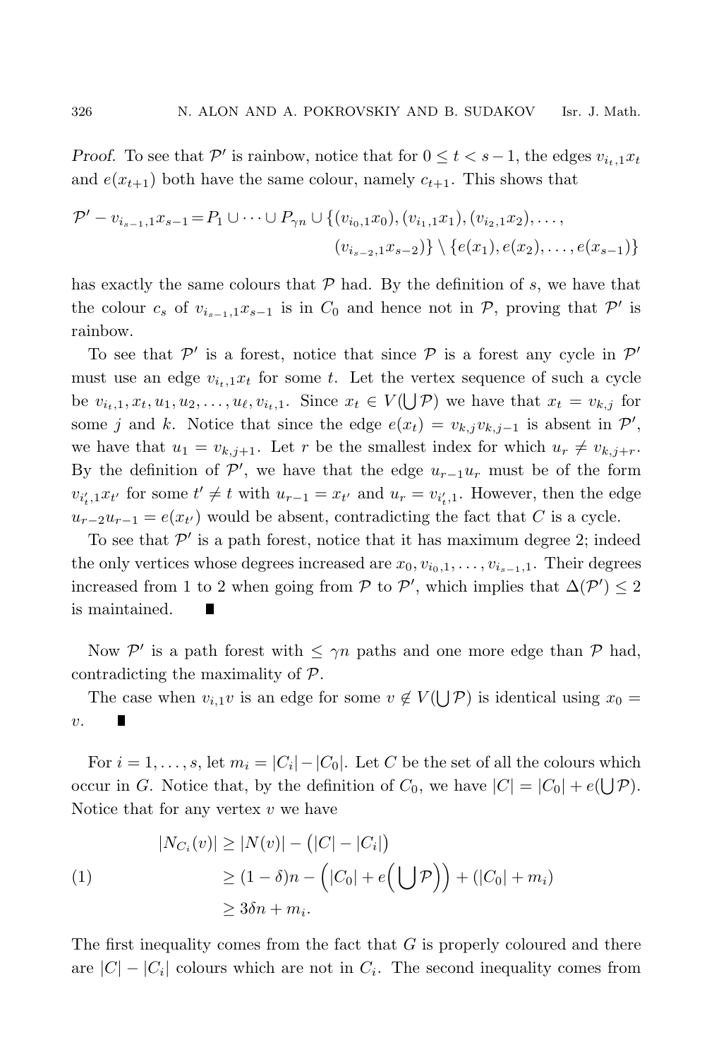*Proof.* To see that $\mathcal{P}'$ is rainbow, notice that for $0 \le t < s-1$, the edges $v_{i_t,1}x_t$ and $e(x_{t+1})$ both have the same colour, namely $c_{t+1}$. This shows that

$$\mathcal{P}' - v_{i_{s-1},1}x_{s-1} = P_1 \cup \dots \cup P_{\gamma n} \cup \{(v_{i_0,1}x_0), (v_{i_1,1}x_1), (v_{i_2,1}x_2), \dots, (v_{i_{s-2},1}x_{s-2})\} \setminus \{e(x_1), e(x_2), \dots, e(x_{s-1})\}$$

has exactly the same colours that $\mathcal{P}$ had. By the definition of $s$, we have that the colour $c_s$ of $v_{i_{s-1},1}x_{s-1}$ is in $C_0$ and hence not in $\mathcal{P}$, proving that $\mathcal{P}'$ is rainbow.

To see that $\mathcal{P}'$ is a forest, notice that since $\mathcal{P}$ is a forest any cycle in $\mathcal{P}'$ must use an edge $v_{i_t,1}x_t$ for some $t$. Let the vertex sequence of such a cycle be $v_{i_t,1}, x_t, u_1, u_2, \dots, u_\ell, v_{i_t,1}$. Since $x_t \in V(\bigcup \mathcal{P})$ we have that $x_t = v_{k,j}$ for some $j$ and $k$. Notice that since the edge $e(x_t) = v_{k,j}v_{k,j-1}$ is absent in $\mathcal{P}'$, we have that $u_1 = v_{k,j+1}$. Let $r$ be the smallest index for which $u_r \ne v_{k,j+r}$. By the definition of $\mathcal{P}'$, we have that the edge $u_{r-1}u_r$ must be of the form $v_{i'_t,1}x_{t'}$ for some $t' \ne t$ with $u_{r-1} = x_{t'}$ and $u_r = v_{i'_t,1}$. However, then the edge $u_{r-2}u_{r-1} = e(x_{t'})$ would be absent, contradicting the fact that $C$ is a cycle.

To see that $\mathcal{P}'$ is a path forest, notice that it has maximum degree 2; indeed the only vertices whose degrees increased are $x_0, v_{i_0,1}, \dots, v_{i_{s-1},1}$. Their degrees increased from 1 to 2 when going from $\mathcal{P}$ to $\mathcal{P}'$, which implies that $\Delta(\mathcal{P}') \le 2$ is maintained. ∎

Now $\mathcal{P}'$ is a path forest with $\le \gamma n$ paths and one more edge than $\mathcal{P}$ had, contradicting the maximality of $\mathcal{P}$.

The case when $v_{i,1}v$ is an edge for some $v \notin V(\bigcup \mathcal{P})$ is identical using $x_0 = v$. ∎

For $i = 1, \dots, s$, let $m_i = |C_i| - |C_0|$. Let $C$ be the set of all the colours which occur in $G$. Notice that, by the definition of $C_0$, we have $|C| = |C_0| + e(\bigcup \mathcal{P})$. Notice that for any vertex $v$ we have

$$\begin{aligned} |N_{C_i}(v)| &\ge |N(v)| - \big(|C| - |C_i|\big) \\ &\ge (1-\delta)n - \Big(|C_0| + e\Big(\bigcup \mathcal{P}\Big)\Big) + (|C_0| + m_i) \\ &\ge 3\delta n + m_i. \end{aligned} \tag{1}$$

The first inequality comes from the fact that $G$ is properly coloured and there are $|C| - |C_i|$ colours which are not in $C_i$. The second inequality comes from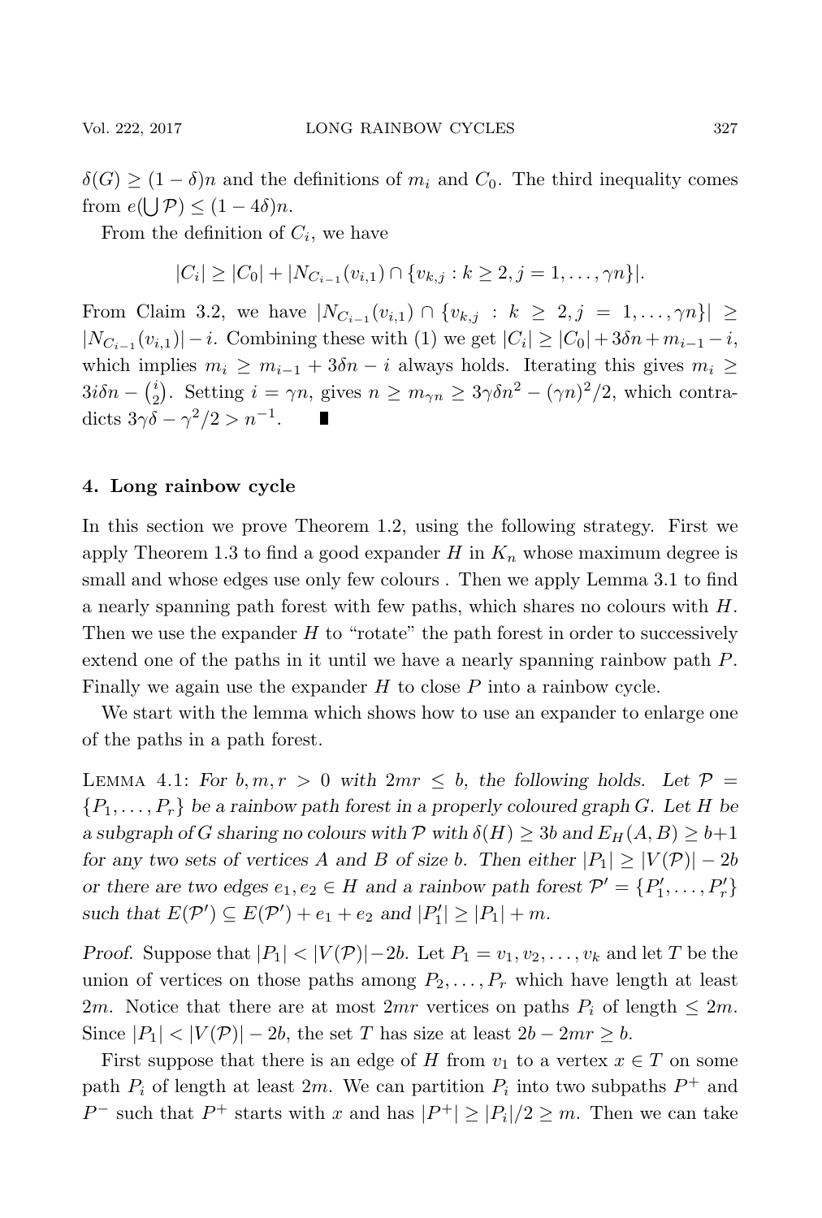$\delta(G) \geq (1-\delta)n$ and the definitions of $m_i$ and $C_0$. The third inequality comes from $e(\bigcup \mathcal{P}) \leq (1-4\delta)n$.

From the definition of $C_i$, we have

$$|C_i| \geq |C_0| + |N_{C_{i-1}}(v_{i,1}) \cap \{v_{k,j} : k \geq 2, j = 1, \ldots, \gamma n\}|.$$

From Claim 3.2, we have $|N_{C_{i-1}}(v_{i,1}) \cap \{v_{k,j} : k \geq 2, j = 1, \ldots, \gamma n\}| \geq |N_{C_{i-1}}(v_{i,1})| - i$. Combining these with (1) we get $|C_i| \geq |C_0| + 3\delta n + m_{i-1} - i$, which implies $m_i \geq m_{i-1} + 3\delta n - i$ always holds. Iterating this gives $m_i \geq 3i\delta n - \binom{i}{2}$. Setting $i = \gamma n$, gives $n \geq m_{\gamma n} \geq 3\gamma\delta n^2 - (\gamma n)^2/2$, which contradicts $3\gamma\delta - \gamma^2/2 > n^{-1}$. ∎

## 4. Long rainbow cycle

In this section we prove Theorem 1.2, using the following strategy. First we apply Theorem 1.3 to find a good expander $H$ in $K_n$ whose maximum degree is small and whose edges use only few colours . Then we apply Lemma 3.1 to find a nearly spanning path forest with few paths, which shares no colours with $H$. Then we use the expander $H$ to "rotate" the path forest in order to successively extend one of the paths in it until we have a nearly spanning rainbow path $P$. Finally we again use the expander $H$ to close $P$ into a rainbow cycle.

We start with the lemma which shows how to use an expander to enlarge one of the paths in a path forest.

Lemma 4.1: *For $b, m, r > 0$ with $2mr \leq b$, the following holds. Let $\mathcal{P} = \{P_1, \ldots, P_r\}$ be a rainbow path forest in a properly coloured graph $G$. Let $H$ be a subgraph of $G$ sharing no colours with $\mathcal{P}$ with $\delta(H) \geq 3b$ and $E_H(A, B) \geq b+1$ for any two sets of vertices $A$ and $B$ of size $b$. Then either $|P_1| \geq |V(\mathcal{P})| - 2b$ or there are two edges $e_1, e_2 \in H$ and a rainbow path forest $\mathcal{P}' = \{P'_1, \ldots, P'_r\}$ such that $E(\mathcal{P}') \subseteq E(\mathcal{P}') + e_1 + e_2$ and $|P'_1| \geq |P_1| + m$.*

*Proof.* Suppose that $|P_1| < |V(\mathcal{P})| - 2b$. Let $P_1 = v_1, v_2, \ldots, v_k$ and let $T$ be the union of vertices on those paths among $P_2, \ldots, P_r$ which have length at least $2m$. Notice that there are at most $2mr$ vertices on paths $P_i$ of length $\leq 2m$. Since $|P_1| < |V(\mathcal{P})| - 2b$, the set $T$ has size at least $2b - 2mr \geq b$.

First suppose that there is an edge of $H$ from $v_1$ to a vertex $x \in T$ on some path $P_i$ of length at least $2m$. We can partition $P_i$ into two subpaths $P^+$ and $P^-$ such that $P^+$ starts with $x$ and has $|P^+| \geq |P_i|/2 \geq m$. Then we can take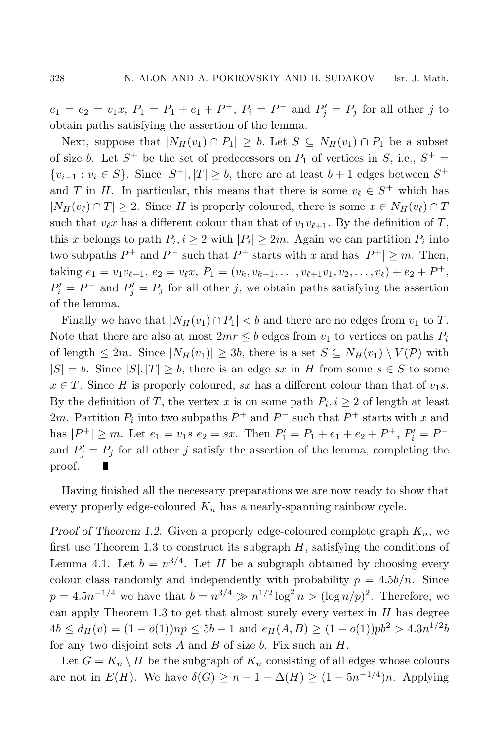$e_1 = e_2 = v_1x$, $P_1 = P_1 + e_1 + P^+$, $P_i = P^-$ and $P'_j = P_j$ for all other $j$ to obtain paths satisfying the assertion of the lemma.

Next, suppose that $|N_H(v_1) \cap P_1| \geq b$. Let $S \subseteq N_H(v_1) \cap P_1$ be a subset of size $b$. Let $S^+$ be the set of predecessors on $P_1$ of vertices in $S$, i.e., $S^+ = \{v_{i-1} : v_i \in S\}$. Since $|S^+|, |T| \geq b$, there are at least $b+1$ edges between $S^+$ and $T$ in $H$. In particular, this means that there is some $v_\ell \in S^+$ which has $|N_H(v_\ell) \cap T| \geq 2$. Since $H$ is properly coloured, there is some $x \in N_H(v_\ell) \cap T$ such that $v_\ell x$ has a different colour than that of $v_1 v_{\ell+1}$. By the definition of $T$, this $x$ belongs to path $P_i, i \geq 2$ with $|P_i| \geq 2m$. Again we can partition $P_i$ into two subpaths $P^+$ and $P^-$ such that $P^+$ starts with $x$ and has $|P^+| \geq m$. Then, taking $e_1 = v_1 v_{\ell+1}$, $e_2 = v_\ell x$, $P_1 = (v_k, v_{k-1}, \ldots, v_{\ell+1} v_1, v_2, \ldots, v_\ell) + e_2 + P^+$, $P'_i = P^-$ and $P'_j = P_j$ for all other $j$, we obtain paths satisfying the assertion of the lemma.

Finally we have that $|N_H(v_1) \cap P_1| < b$ and there are no edges from $v_1$ to $T$. Note that there are also at most $2mr \leq b$ edges from $v_1$ to vertices on paths $P_i$ of length $\leq 2m$. Since $|N_H(v_1)| \geq 3b$, there is a set $S \subseteq N_H(v_1) \setminus V(\mathcal{P})$ with $|S| = b$. Since $|S|, |T| \geq b$, there is an edge $sx$ in $H$ from some $s \in S$ to some $x \in T$. Since $H$ is properly coloured, $sx$ has a different colour than that of $v_1 s$. By the definition of $T$, the vertex $x$ is on some path $P_i, i \geq 2$ of length at least $2m$. Partition $P_i$ into two subpaths $P^+$ and $P^-$ such that $P^+$ starts with $x$ and has $|P^+| \geq m$. Let $e_1 = v_1 s$ $e_2 = sx$. Then $P'_1 = P_1 + e_1 + e_2 + P^+$, $P'_i = P^-$ and $P'_j = P_j$ for all other $j$ satisfy the assertion of the lemma, completing the proof. ∎

Having finished all the necessary preparations we are now ready to show that every properly edge-coloured $K_n$ has a nearly-spanning rainbow cycle.

*Proof of Theorem 1.2.* Given a properly edge-coloured complete graph $K_n$, we first use Theorem 1.3 to construct its subgraph $H$, satisfying the conditions of Lemma 4.1. Let $b = n^{3/4}$. Let $H$ be a subgraph obtained by choosing every colour class randomly and independently with probability $p = 4.5b/n$. Since $p = 4.5n^{-1/4}$ we have that $b = n^{3/4} \gg n^{1/2} \log^2 n > (\log n/p)^2$. Therefore, we can apply Theorem 1.3 to get that almost surely every vertex in $H$ has degree $4b \leq d_H(v) = (1 - o(1))np \leq 5b - 1$ and $e_H(A, B) \geq (1 - o(1))pb^2 > 4.3n^{1/2}b$ for any two disjoint sets $A$ and $B$ of size $b$. Fix such an $H$.

Let $G = K_n \setminus H$ be the subgraph of $K_n$ consisting of all edges whose colours are not in $E(H)$. We have $\delta(G) \geq n - 1 - \Delta(H) \geq (1 - 5n^{-1/4})n$. Applying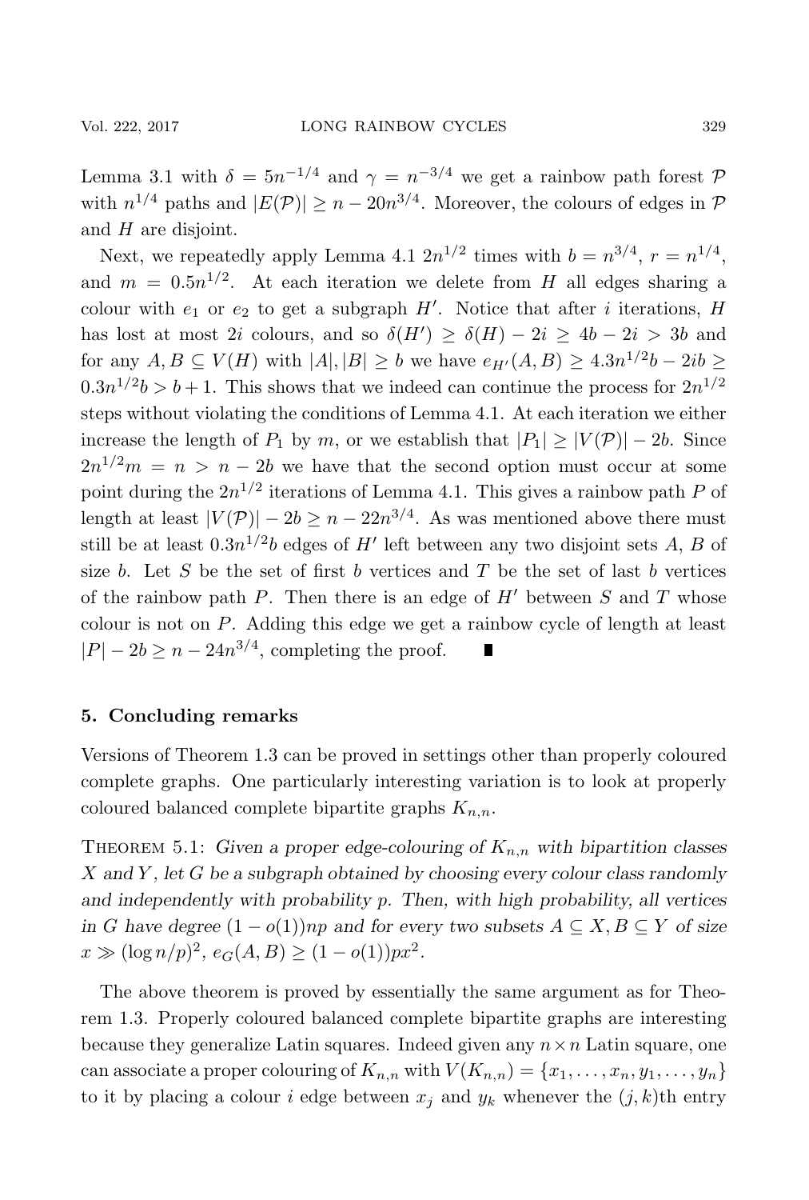Lemma 3.1 with $\delta = 5n^{-1/4}$ and $\gamma = n^{-3/4}$ we get a rainbow path forest $\mathcal{P}$ with $n^{1/4}$ paths and $|E(\mathcal{P})| \geq n - 20n^{3/4}$. Moreover, the colours of edges in $\mathcal{P}$ and $H$ are disjoint.

Next, we repeatedly apply Lemma 4.1 $2n^{1/2}$ times with $b = n^{3/4}$, $r = n^{1/4}$, and $m = 0.5n^{1/2}$. At each iteration we delete from $H$ all edges sharing a colour with $e_1$ or $e_2$ to get a subgraph $H'$. Notice that after $i$ iterations, $H$ has lost at most $2i$ colours, and so $\delta(H') \geq \delta(H) - 2i \geq 4b - 2i > 3b$ and for any $A, B \subseteq V(H)$ with $|A|, |B| \geq b$ we have $e_{H'}(A, B) \geq 4.3n^{1/2}b - 2ib \geq 0.3n^{1/2}b > b + 1$. This shows that we indeed can continue the process for $2n^{1/2}$ steps without violating the conditions of Lemma 4.1. At each iteration we either increase the length of $P_1$ by $m$, or we establish that $|P_1| \geq |V(\mathcal{P})| - 2b$. Since $2n^{1/2}m = n > n - 2b$ we have that the second option must occur at some point during the $2n^{1/2}$ iterations of Lemma 4.1. This gives a rainbow path $P$ of length at least $|V(\mathcal{P})| - 2b \geq n - 22n^{3/4}$. As was mentioned above there must still be at least $0.3n^{1/2}b$ edges of $H'$ left between any two disjoint sets $A$, $B$ of size $b$. Let $S$ be the set of first $b$ vertices and $T$ be the set of last $b$ vertices of the rainbow path $P$. Then there is an edge of $H'$ between $S$ and $T$ whose colour is not on $P$. Adding this edge we get a rainbow cycle of length at least $|P| - 2b \geq n - 24n^{3/4}$, completing the proof. ∎

## 5. Concluding remarks

Versions of Theorem 1.3 can be proved in settings other than properly coloured complete graphs. One particularly interesting variation is to look at properly coloured balanced complete bipartite graphs $K_{n,n}$.

Theorem 5.1: *Given a proper edge-colouring of $K_{n,n}$ with bipartition classes $X$ and $Y$, let $G$ be a subgraph obtained by choosing every colour class randomly and independently with probability $p$. Then, with high probability, all vertices in $G$ have degree $(1 - o(1))np$ and for every two subsets $A \subseteq X, B \subseteq Y$ of size $x \gg (\log n/p)^2$, $e_G(A, B) \geq (1 - o(1))px^2$.*

The above theorem is proved by essentially the same argument as for Theorem 1.3. Properly coloured balanced complete bipartite graphs are interesting because they generalize Latin squares. Indeed given any $n \times n$ Latin square, one can associate a proper colouring of $K_{n,n}$ with $V(K_{n,n}) = \{x_1, \ldots, x_n, y_1, \ldots, y_n\}$ to it by placing a colour $i$ edge between $x_j$ and $y_k$ whenever the $(j, k)$th entry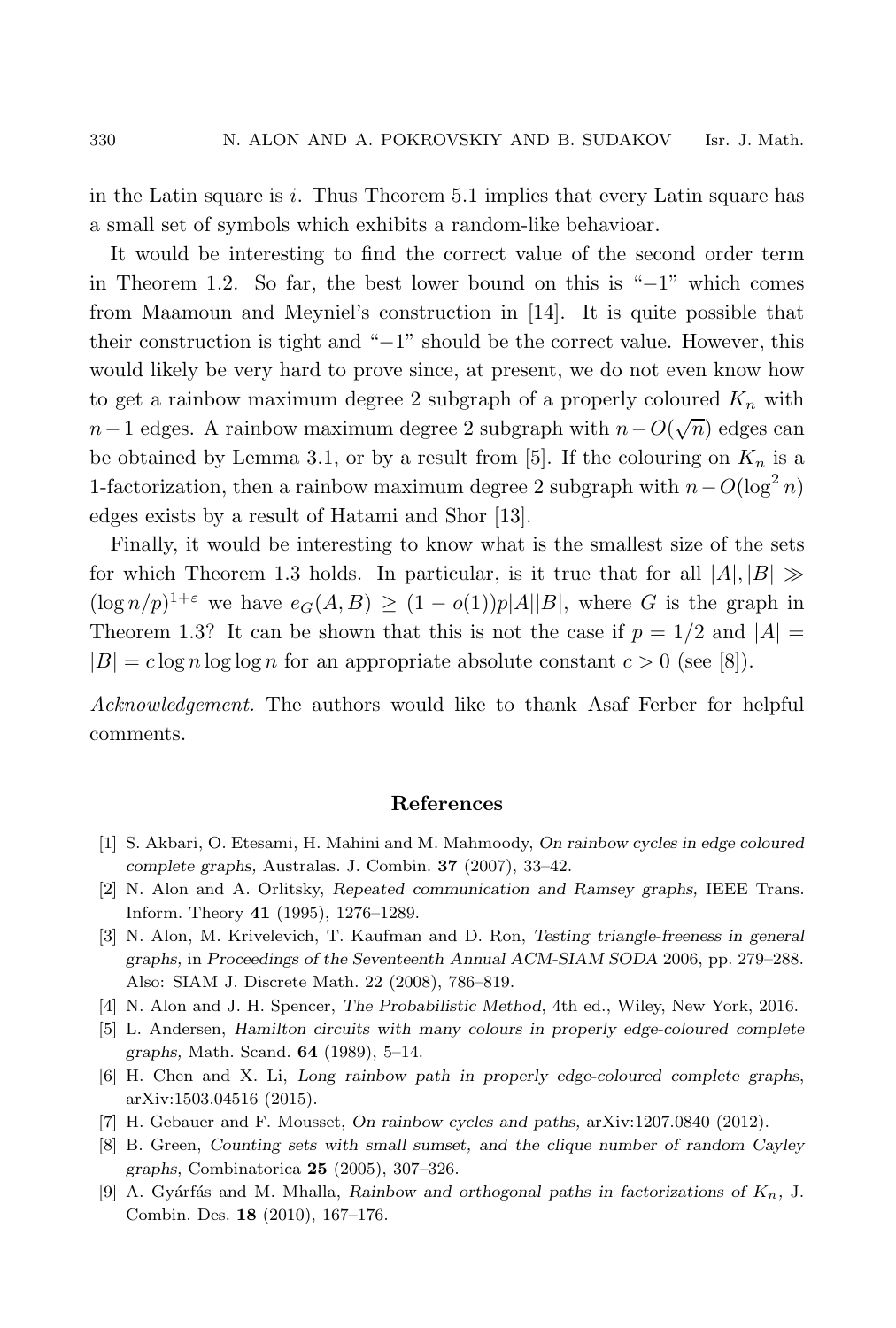in the Latin square is $i$. Thus Theorem 5.1 implies that every Latin square has a small set of symbols which exhibits a random-like behavioar.

It would be interesting to find the correct value of the second order term in Theorem 1.2. So far, the best lower bound on this is "$-1$" which comes from Maamoun and Meyniel's construction in [14]. It is quite possible that their construction is tight and "$-1$" should be the correct value. However, this would likely be very hard to prove since, at present, we do not even know how to get a rainbow maximum degree 2 subgraph of a properly coloured $K_n$ with $n-1$ edges. A rainbow maximum degree 2 subgraph with $n - O(\sqrt{n})$ edges can be obtained by Lemma 3.1, or by a result from [5]. If the colouring on $K_n$ is a 1-factorization, then a rainbow maximum degree 2 subgraph with $n - O(\log^2 n)$ edges exists by a result of Hatami and Shor [13].

Finally, it would be interesting to know what is the smallest size of the sets for which Theorem 1.3 holds. In particular, is it true that for all $|A|, |B| \gg (\log n/p)^{1+\varepsilon}$ we have $e_G(A, B) \geq (1 - o(1))p|A||B|$, where $G$ is the graph in Theorem 1.3? It can be shown that this is not the case if $p = 1/2$ and $|A| = |B| = c \log n \log\log n$ for an appropriate absolute constant $c > 0$ (see [8]).

*Acknowledgement.* The authors would like to thank Asaf Ferber for helpful comments.

## References

[1] S. Akbari, O. Etesami, H. Mahini and M. Mahmoody, *On rainbow cycles in edge coloured complete graphs*, Australas. J. Combin. **37** (2007), 33–42.

[2] N. Alon and A. Orlitsky, *Repeated communication and Ramsey graphs*, IEEE Trans. Inform. Theory **41** (1995), 1276–1289.

[3] N. Alon, M. Krivelevich, T. Kaufman and D. Ron, *Testing triangle-freeness in general graphs*, in *Proceedings of the Seventeenth Annual ACM-SIAM SODA* 2006, pp. 279–288. Also: SIAM J. Discrete Math. 22 (2008), 786–819.

[4] N. Alon and J. H. Spencer, *The Probabilistic Method*, 4th ed., Wiley, New York, 2016.

[5] L. Andersen, *Hamilton circuits with many colours in properly edge-coloured complete graphs*, Math. Scand. **64** (1989), 5–14.

[6] H. Chen and X. Li, *Long rainbow path in properly edge-coloured complete graphs*, arXiv:1503.04516 (2015).

[7] H. Gebauer and F. Mousset, *On rainbow cycles and paths*, arXiv:1207.0840 (2012).

[8] B. Green, *Counting sets with small sumset, and the clique number of random Cayley graphs*, Combinatorica **25** (2005), 307–326.

[9] A. Gyárfás and M. Mhalla, *Rainbow and orthogonal paths in factorizations of $K_n$*, J. Combin. Des. **18** (2010), 167–176.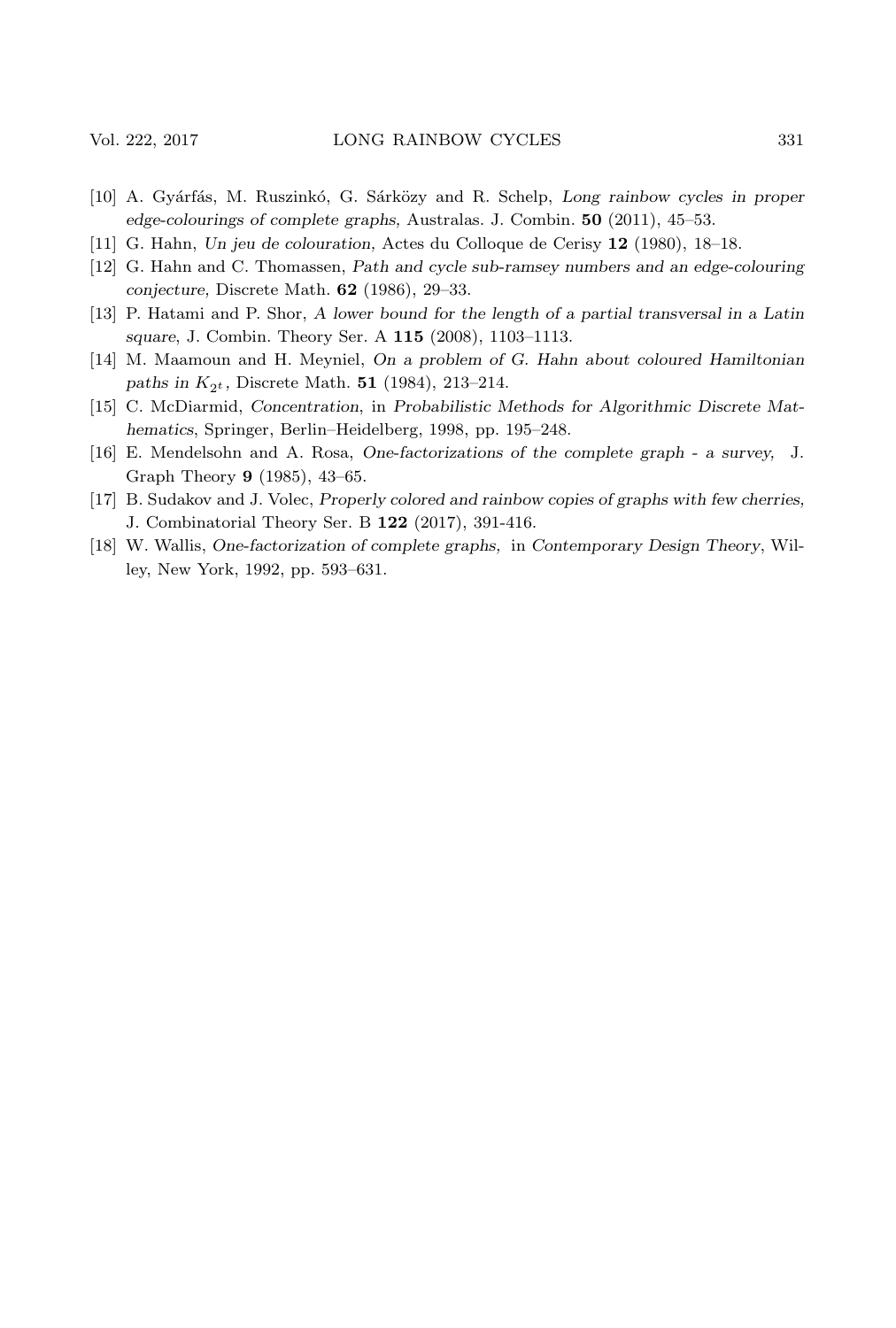[10] A. Gyárfás, M. Ruszinkó, G. Sárközy and R. Schelp, *Long rainbow cycles in proper edge-colourings of complete graphs,* Australas. J. Combin. **50** (2011), 45–53.

[11] G. Hahn, *Un jeu de colouration,* Actes du Colloque de Cerisy **12** (1980), 18–18.

[12] G. Hahn and C. Thomassen, *Path and cycle sub-ramsey numbers and an edge-colouring conjecture,* Discrete Math. **62** (1986), 29–33.

[13] P. Hatami and P. Shor, *A lower bound for the length of a partial transversal in a Latin square*, J. Combin. Theory Ser. A **115** (2008), 1103–1113.

[14] M. Maamoun and H. Meyniel, *On a problem of G. Hahn about coloured Hamiltonian paths in $K_{2^t}$*, Discrete Math. **51** (1984), 213–214.

[15] C. McDiarmid, *Concentration*, in *Probabilistic Methods for Algorithmic Discrete Mathematics*, Springer, Berlin–Heidelberg, 1998, pp. 195–248.

[16] E. Mendelsohn and A. Rosa, *One-factorizations of the complete graph - a survey,* J. Graph Theory **9** (1985), 43–65.

[17] B. Sudakov and J. Volec, *Properly colored and rainbow copies of graphs with few cherries,* J. Combinatorial Theory Ser. B **122** (2017), 391-416.

[18] W. Wallis, *One-factorization of complete graphs,* in *Contemporary Design Theory*, Willey, New York, 1992, pp. 593–631.